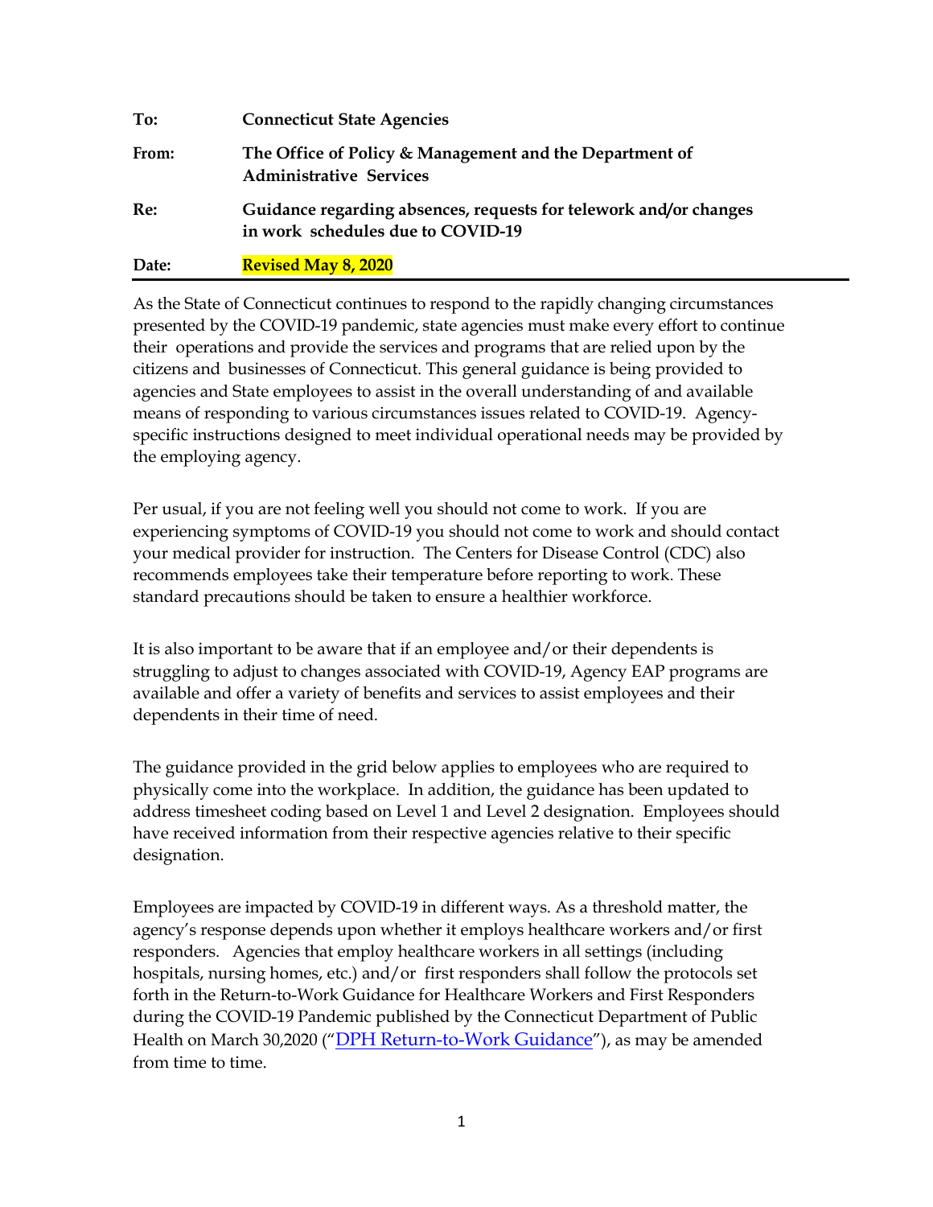| | |
|---|---|
| **To:** | **Connecticut State Agencies** |
| **From:** | **The Office of Policy & Management and the Department of Administrative Services** |
| **Re:** | **Guidance regarding absences, requests for telework and/or changes in work schedules due to COVID-19** |
| **Date:** | **Revised May 8, 2020** |

As the State of Connecticut continues to respond to the rapidly changing circumstances presented by the COVID-19 pandemic, state agencies must make every effort to continue their operations and provide the services and programs that are relied upon by the citizens and businesses of Connecticut. This general guidance is being provided to agencies and State employees to assist in the overall understanding of and available means of responding to various circumstances issues related to COVID-19. Agency-specific instructions designed to meet individual operational needs may be provided by the employing agency.

Per usual, if you are not feeling well you should not come to work. If you are experiencing symptoms of COVID-19 you should not come to work and should contact your medical provider for instruction. The Centers for Disease Control (CDC) also recommends employees take their temperature before reporting to work. These standard precautions should be taken to ensure a healthier workforce.

It is also important to be aware that if an employee and/or their dependents is struggling to adjust to changes associated with COVID-19, Agency EAP programs are available and offer a variety of benefits and services to assist employees and their dependents in their time of need.

The guidance provided in the grid below applies to employees who are required to physically come into the workplace. In addition, the guidance has been updated to address timesheet coding based on Level 1 and Level 2 designation. Employees should have received information from their respective agencies relative to their specific designation.

Employees are impacted by COVID-19 in different ways. As a threshold matter, the agency's response depends upon whether it employs healthcare workers and/or first responders. Agencies that employ healthcare workers in all settings (including hospitals, nursing homes, etc.) and/or first responders shall follow the protocols set forth in the Return-to-Work Guidance for Healthcare Workers and First Responders during the COVID-19 Pandemic published by the Connecticut Department of Public Health on March 30,2020 ("DPH Return-to-Work Guidance"), as may be amended from time to time.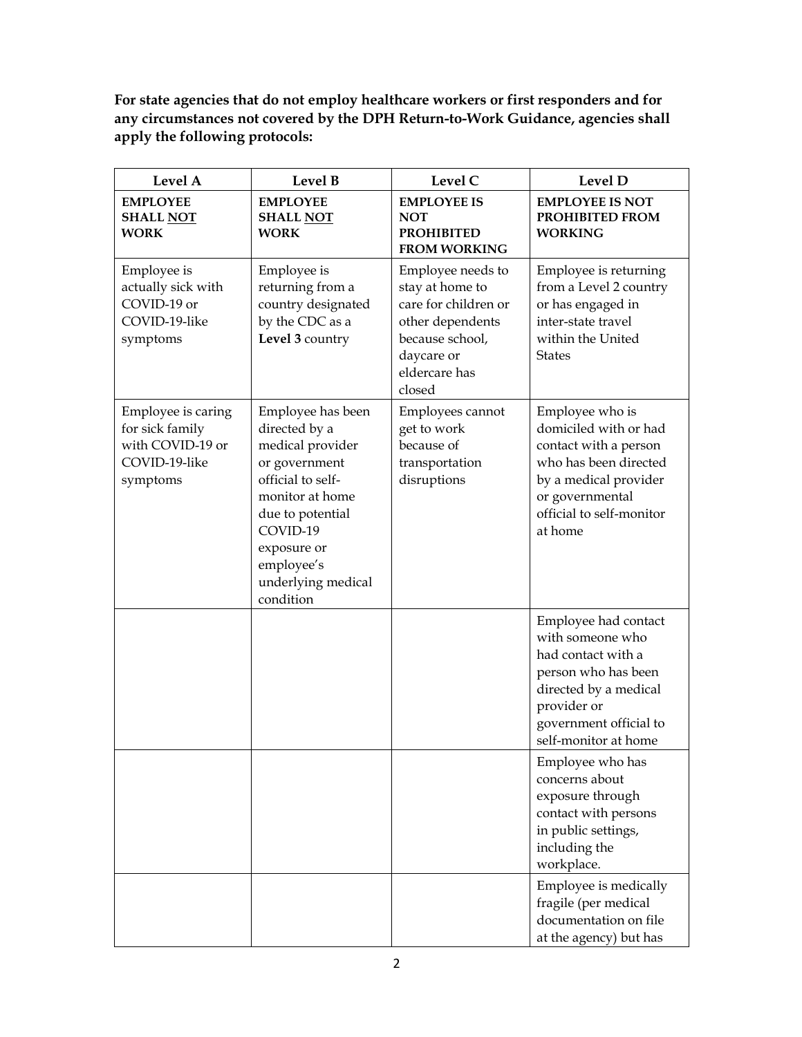**For state agencies that do not employ healthcare workers or first responders and for any circumstances not covered by the DPH Return-to-Work Guidance, agencies shall apply the following protocols:**

| Level A | Level B | Level C | Level D |
|---|---|---|---|
| **EMPLOYEE SHALL NOT WORK** | **EMPLOYEE SHALL NOT WORK** | **EMPLOYEE IS NOT PROHIBITED FROM WORKING** | **EMPLOYEE IS NOT PROHIBITED FROM WORKING** |
| Employee is actually sick with COVID-19 or COVID-19-like symptoms | Employee is returning from a country designated by the CDC as a **Level 3** country | Employee needs to stay at home to care for children or other dependents because school, daycare or eldercare has closed | Employee is returning from a Level 2 country or has engaged in inter-state travel within the United States |
| Employee is caring for sick family with COVID-19 or COVID-19-like symptoms | Employee has been directed by a medical provider or government official to self-monitor at home due to potential COVID-19 exposure or employee's underlying medical condition | Employees cannot get to work because of transportation disruptions | Employee who is domiciled with or had contact with a person who has been directed by a medical provider or governmental official to self-monitor at home |
| | | | Employee had contact with someone who had contact with a person who has been directed by a medical provider or government official to self-monitor at home |
| | | | Employee who has concerns about exposure through contact with persons in public settings, including the workplace. |
| | | | Employee is medically fragile (per medical documentation on file at the agency) but has |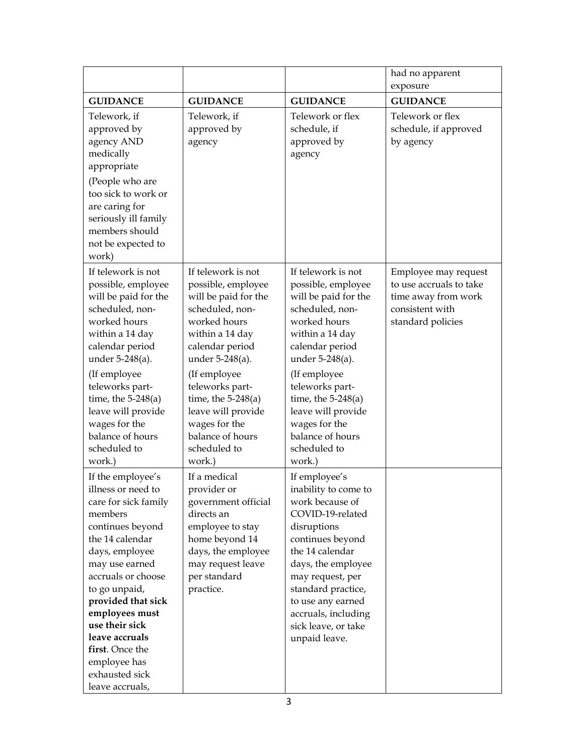| | | | had no apparent exposure |
|---|---|---|---|
| **GUIDANCE** | **GUIDANCE** | **GUIDANCE** | **GUIDANCE** |
| Telework, if approved by agency AND medically appropriate<br><br>(People who are too sick to work or are caring for seriously ill family members should not be expected to work) | Telework, if approved by agency | Telework or flex schedule, if approved by agency | Telework or flex schedule, if approved by agency |
| If telework is not possible, employee will be paid for the scheduled, non-worked hours within a 14 day calendar period under 5-248(a).<br><br>(If employee teleworks part-time, the 5-248(a) leave will provide wages for the balance of hours scheduled to work.) | If telework is not possible, employee will be paid for the scheduled, non-worked hours within a 14 day calendar period under 5-248(a).<br><br>(If employee teleworks part-time, the 5-248(a) leave will provide wages for the balance of hours scheduled to work.) | If telework is not possible, employee will be paid for the scheduled, non-worked hours within a 14 day calendar period under 5-248(a).<br><br>(If employee teleworks part-time, the 5-248(a) leave will provide wages for the balance of hours scheduled to work.) | Employee may request to use accruals to take time away from work consistent with standard policies |
| If the employee's illness or need to care for sick family members continues beyond the 14 calendar days, employee may use earned accruals or choose to go unpaid, **provided that sick employees must use their sick leave accruals first**. Once the employee has exhausted sick leave accruals, | If a medical provider or government official directs an employee to stay home beyond 14 days, the employee may request leave per standard practice. | If employee's inability to come to work because of COVID-19-related disruptions continues beyond the 14 calendar days, the employee may request, per standard practice, to use any earned accruals, including sick leave, or take unpaid leave. | |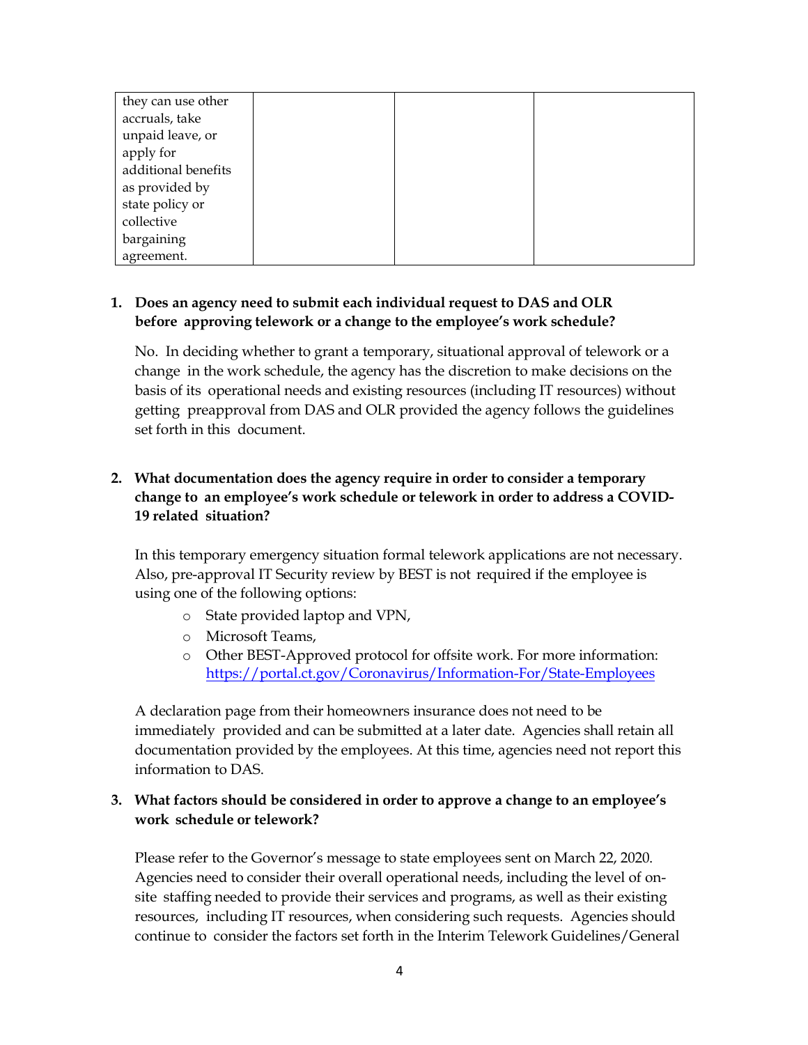| they can use other accruals, take unpaid leave, or apply for additional benefits as provided by state policy or collective bargaining agreement. | | | |
|---|---|---|---|

1. **Does an agency need to submit each individual request to DAS and OLR before approving telework or a change to the employee's work schedule?**

   No. In deciding whether to grant a temporary, situational approval of telework or a change in the work schedule, the agency has the discretion to make decisions on the basis of its operational needs and existing resources (including IT resources) without getting preapproval from DAS and OLR provided the agency follows the guidelines set forth in this document.

2. **What documentation does the agency require in order to consider a temporary change to an employee's work schedule or telework in order to address a COVID-19 related situation?**

   In this temporary emergency situation formal telework applications are not necessary. Also, pre-approval IT Security review by BEST is not required if the employee is using one of the following options:

   - State provided laptop and VPN,
   - Microsoft Teams,
   - Other BEST-Approved protocol for offsite work. For more information: https://portal.ct.gov/Coronavirus/Information-For/State-Employees

   A declaration page from their homeowners insurance does not need to be immediately provided and can be submitted at a later date. Agencies shall retain all documentation provided by the employees. At this time, agencies need not report this information to DAS.

3. **What factors should be considered in order to approve a change to an employee's work schedule or telework?**

   Please refer to the Governor's message to state employees sent on March 22, 2020. Agencies need to consider their overall operational needs, including the level of on-site staffing needed to provide their services and programs, as well as their existing resources, including IT resources, when considering such requests. Agencies should continue to consider the factors set forth in the Interim Telework Guidelines/General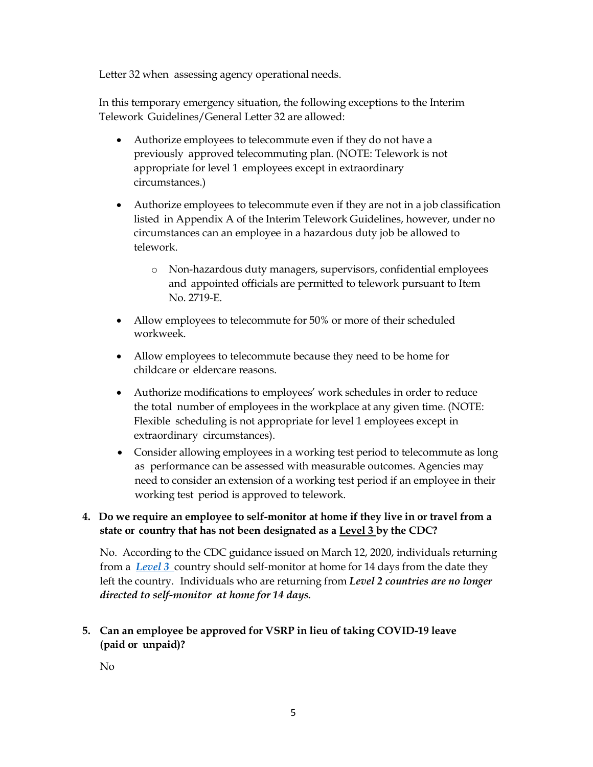Letter 32 when assessing agency operational needs.

In this temporary emergency situation, the following exceptions to the Interim Telework Guidelines/General Letter 32 are allowed:

- Authorize employees to telecommute even if they do not have a previously approved telecommuting plan. (NOTE: Telework is not appropriate for level 1 employees except in extraordinary circumstances.)
- Authorize employees to telecommute even if they are not in a job classification listed in Appendix A of the Interim Telework Guidelines, however, under no circumstances can an employee in a hazardous duty job be allowed to telework.
  - Non-hazardous duty managers, supervisors, confidential employees and appointed officials are permitted to telework pursuant to Item No. 2719-E.
- Allow employees to telecommute for 50% or more of their scheduled workweek.
- Allow employees to telecommute because they need to be home for childcare or eldercare reasons.
- Authorize modifications to employees' work schedules in order to reduce the total number of employees in the workplace at any given time. (NOTE: Flexible scheduling is not appropriate for level 1 employees except in extraordinary circumstances).
- Consider allowing employees in a working test period to telecommute as long as performance can be assessed with measurable outcomes. Agencies may need to consider an extension of a working test period if an employee in their working test period is approved to telework.

**4. Do we require an employee to self-monitor at home if they live in or travel from a state or country that has not been designated as a Level 3 by the CDC?**

No. According to the CDC guidance issued on March 12, 2020, individuals returning from a ***Level 3*** country should self-monitor at home for 14 days from the date they left the country. Individuals who are returning from ***Level 2 countries are no longer directed to self-monitor at home for 14 days.***

**5. Can an employee be approved for VSRP in lieu of taking COVID-19 leave (paid or unpaid)?**

No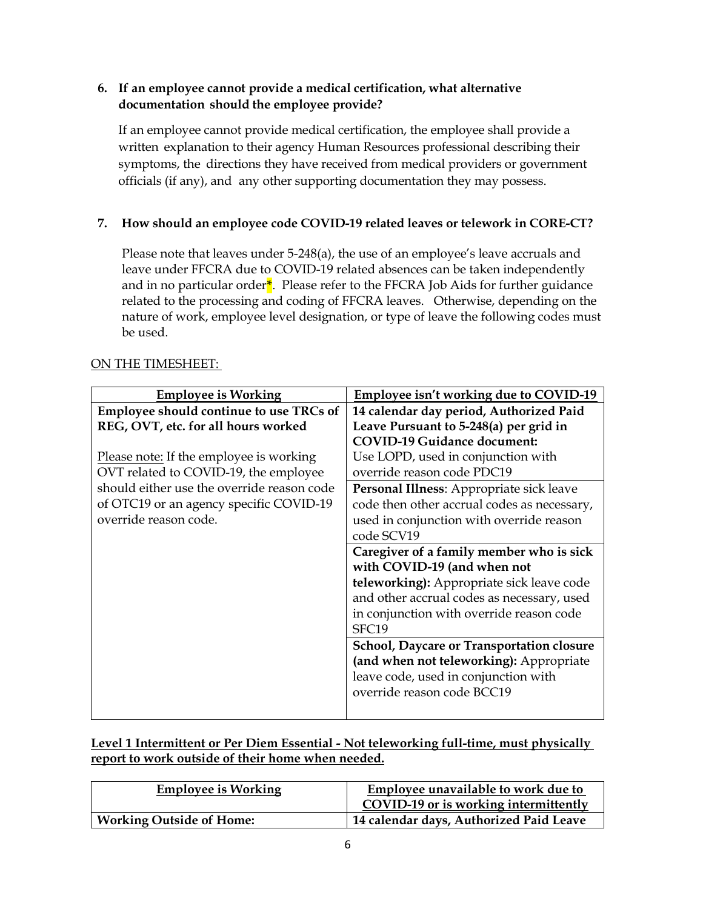**6. If an employee cannot provide a medical certification, what alternative documentation should the employee provide?**

If an employee cannot provide medical certification, the employee shall provide a written explanation to their agency Human Resources professional describing their symptoms, the directions they have received from medical providers or government officials (if any), and any other supporting documentation they may possess.

**7. How should an employee code COVID-19 related leaves or telework in CORE-CT?**

Please note that leaves under 5-248(a), the use of an employee's leave accruals and leave under FFCRA due to COVID-19 related absences can be taken independently and in no particular order*. Please refer to the FFCRA Job Aids for further guidance related to the processing and coding of FFCRA leaves. Otherwise, depending on the nature of work, employee level designation, or type of leave the following codes must be used.

ON THE TIMESHEET:

| Employee is Working | Employee isn't working due to COVID-19 |
|---|---|
| **Employee should continue to use TRCs of REG, OVT, etc. for all hours worked**<br><br>Please note: If the employee is working OVT related to COVID-19, the employee should either use the override reason code of OTC19 or an agency specific COVID-19 override reason code. | **14 calendar day period, Authorized Paid Leave Pursuant to 5-248(a) per grid in COVID-19 Guidance document:** Use LOPD, used in conjunction with override reason code PDC19 |
| | **Personal Illness**: Appropriate sick leave code then other accrual codes as necessary, used in conjunction with override reason code SCV19 |
| | **Caregiver of a family member who is sick with COVID-19 (and when not teleworking):** Appropriate sick leave code and other accrual codes as necessary, used in conjunction with override reason code SFC19 |
| | **School, Daycare or Transportation closure (and when not teleworking):** Appropriate leave code, used in conjunction with override reason code BCC19 |

**Level 1 Intermittent or Per Diem Essential - Not teleworking full-time, must physically report to work outside of their home when needed.**

| Employee is Working | Employee unavailable to work due to COVID-19 or is working intermittently |
|---|---|
| **Working Outside of Home:** | **14 calendar days, Authorized Paid Leave** |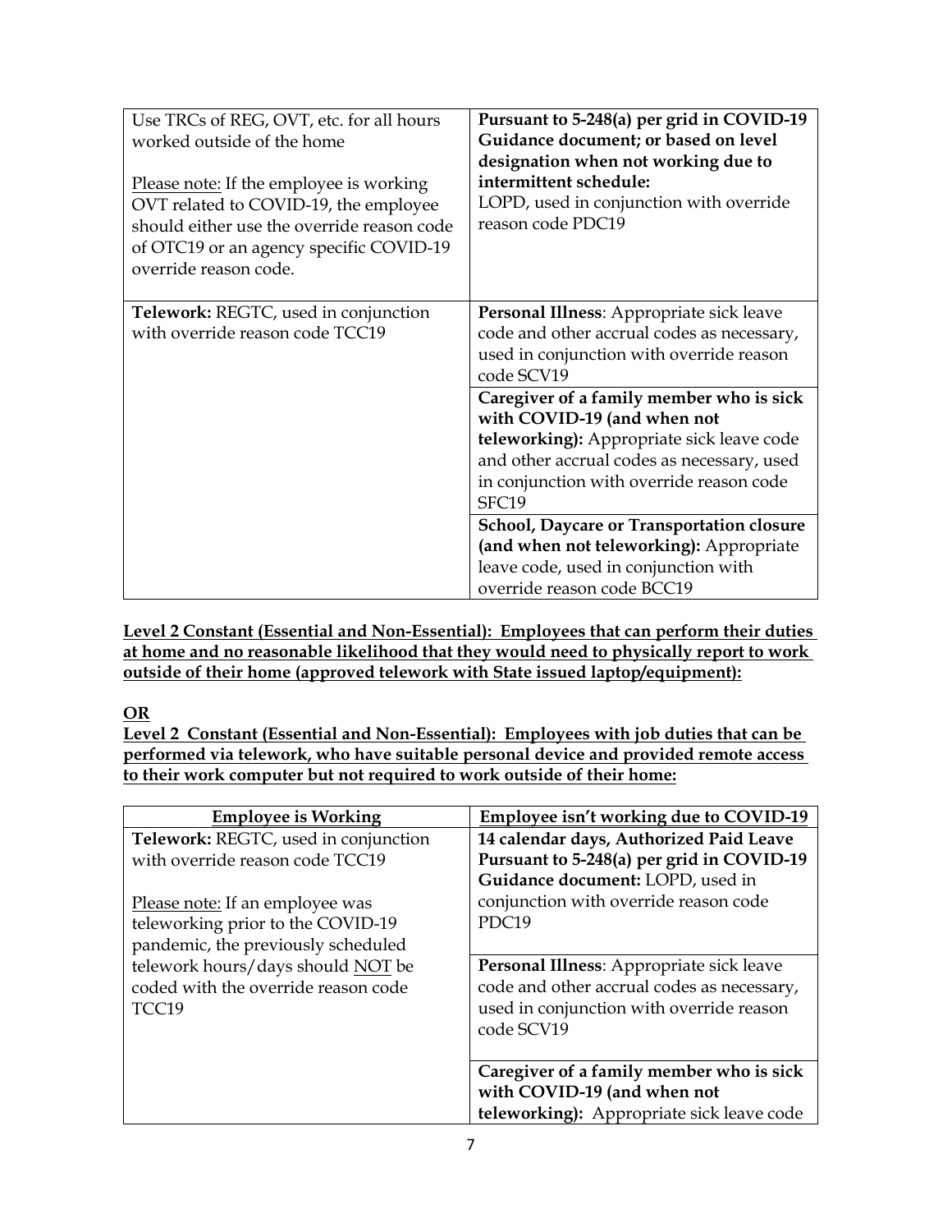| | |
|---|---|
| Use TRCs of REG, OVT, etc. for all hours worked outside of the home<br><br><u>Please note:</u> If the employee is working OVT related to COVID-19, the employee should either use the override reason code of OTC19 or an agency specific COVID-19 override reason code. | **Pursuant to 5-248(a) per grid in COVID-19 Guidance document; or based on level designation when not working due to intermittent schedule:** LOPD, used in conjunction with override reason code PDC19 |
| **Telework:** REGTC, used in conjunction with override reason code TCC19 | **Personal Illness**: Appropriate sick leave code and other accrual codes as necessary, used in conjunction with override reason code SCV19 |
| | **Caregiver of a family member who is sick with COVID-19 (and when not teleworking):** Appropriate sick leave code and other accrual codes as necessary, used in conjunction with override reason code SFC19 |
| | **School, Daycare or Transportation closure (and when not teleworking):** Appropriate leave code, used in conjunction with override reason code BCC19 |

**<u>Level 2 Constant (Essential and Non-Essential): Employees that can perform their duties at home and no reasonable likelihood that they would need to physically report to work outside of their home (approved telework with State issued laptop/equipment):</u>**

**<u>OR</u>**

**<u>Level 2 Constant (Essential and Non-Essential): Employees with job duties that can be performed via telework, who have suitable personal device and provided remote access to their work computer but not required to work outside of their home:</u>**

| <u>Employee is Working</u> | <u>Employee isn't working due to COVID-19</u> |
|---|---|
| **Telework:** REGTC, used in conjunction with override reason code TCC19<br><br><u>Please note:</u> If an employee was teleworking prior to the COVID-19 pandemic, the previously scheduled telework hours/days should <u>NOT</u> be coded with the override reason code TCC19 | **14 calendar days, Authorized Paid Leave Pursuant to 5-248(a) per grid in COVID-19 Guidance document:** LOPD, used in conjunction with override reason code PDC19 |
| | **Personal Illness**: Appropriate sick leave code and other accrual codes as necessary, used in conjunction with override reason code SCV19 |
| | **Caregiver of a family member who is sick with COVID-19 (and when not teleworking):** Appropriate sick leave code |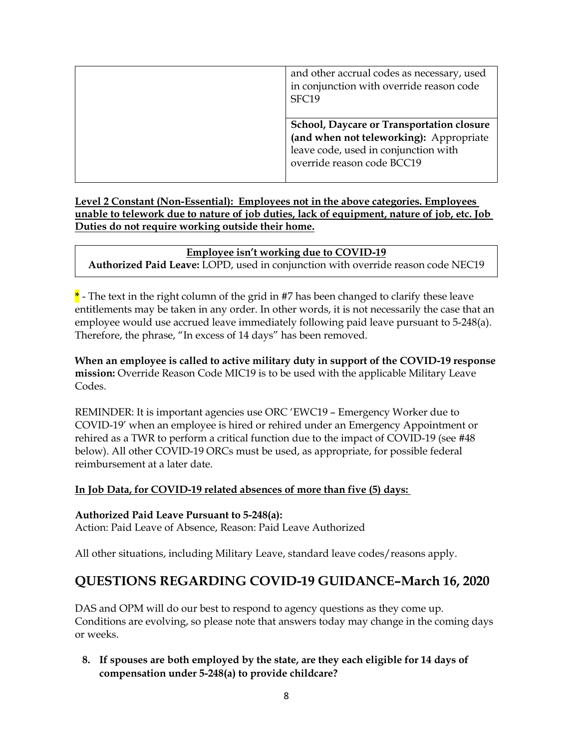| | |
|---|---|
| | and other accrual codes as necessary, used in conjunction with override reason code SFC19 |
| | **School, Daycare or Transportation closure (and when not teleworking):** Appropriate leave code, used in conjunction with override reason code BCC19 |

**Level 2 Constant (Non-Essential): Employees not in the above categories. Employees unable to telework due to nature of job duties, lack of equipment, nature of job, etc. Job Duties do not require working outside their home.**

| **Employee isn't working due to COVID-19** |
|---|
| **Authorized Paid Leave:** LOPD, used in conjunction with override reason code NEC19 |

* - The text in the right column of the grid in #7 has been changed to clarify these leave entitlements may be taken in any order. In other words, it is not necessarily the case that an employee would use accrued leave immediately following paid leave pursuant to 5-248(a). Therefore, the phrase, "In excess of 14 days" has been removed.

**When an employee is called to active military duty in support of the COVID-19 response mission:** Override Reason Code MIC19 is to be used with the applicable Military Leave Codes.

REMINDER: It is important agencies use ORC 'EWC19 – Emergency Worker due to COVID-19' when an employee is hired or rehired under an Emergency Appointment or rehired as a TWR to perform a critical function due to the impact of COVID-19 (see #48 below). All other COVID-19 ORCs must be used, as appropriate, for possible federal reimbursement at a later date.

**In Job Data, for COVID-19 related absences of more than five (5) days:**

**Authorized Paid Leave Pursuant to 5-248(a):**
Action: Paid Leave of Absence, Reason: Paid Leave Authorized

All other situations, including Military Leave, standard leave codes/reasons apply.

## QUESTIONS REGARDING COVID-19 GUIDANCE–March 16, 2020

DAS and OPM will do our best to respond to agency questions as they come up. Conditions are evolving, so please note that answers today may change in the coming days or weeks.

8. **If spouses are both employed by the state, are they each eligible for 14 days of compensation under 5-248(a) to provide childcare?**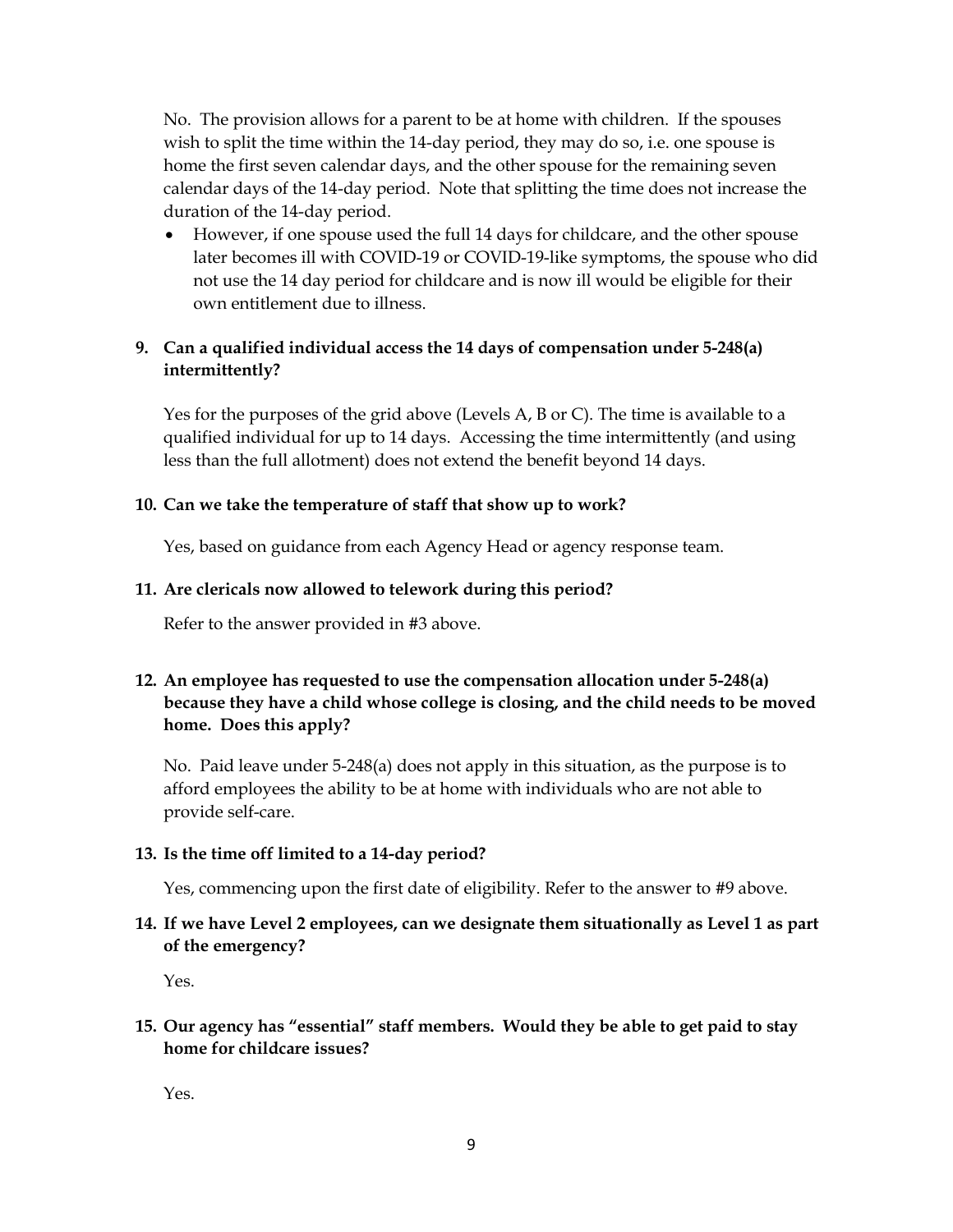No. The provision allows for a parent to be at home with children. If the spouses wish to split the time within the 14-day period, they may do so, i.e. one spouse is home the first seven calendar days, and the other spouse for the remaining seven calendar days of the 14-day period. Note that splitting the time does not increase the duration of the 14-day period.

- However, if one spouse used the full 14 days for childcare, and the other spouse later becomes ill with COVID-19 or COVID-19-like symptoms, the spouse who did not use the 14 day period for childcare and is now ill would be eligible for their own entitlement due to illness.

**9. Can a qualified individual access the 14 days of compensation under 5-248(a) intermittently?**

Yes for the purposes of the grid above (Levels A, B or C). The time is available to a qualified individual for up to 14 days. Accessing the time intermittently (and using less than the full allotment) does not extend the benefit beyond 14 days.

**10. Can we take the temperature of staff that show up to work?**

Yes, based on guidance from each Agency Head or agency response team.

**11. Are clericals now allowed to telework during this period?**

Refer to the answer provided in #3 above.

**12. An employee has requested to use the compensation allocation under 5-248(a) because they have a child whose college is closing, and the child needs to be moved home. Does this apply?**

No. Paid leave under 5-248(a) does not apply in this situation, as the purpose is to afford employees the ability to be at home with individuals who are not able to provide self-care.

**13. Is the time off limited to a 14-day period?**

Yes, commencing upon the first date of eligibility. Refer to the answer to #9 above.

**14. If we have Level 2 employees, can we designate them situationally as Level 1 as part of the emergency?**

Yes.

**15. Our agency has "essential" staff members. Would they be able to get paid to stay home for childcare issues?**

Yes.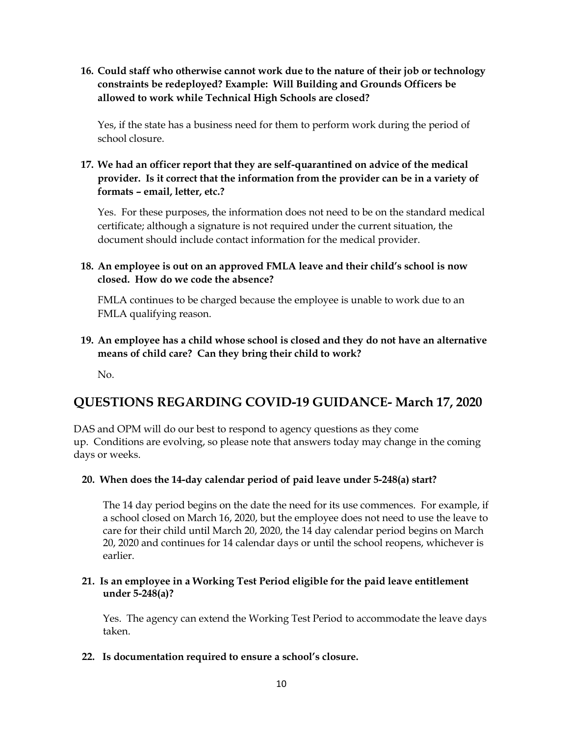**16. Could staff who otherwise cannot work due to the nature of their job or technology constraints be redeployed? Example: Will Building and Grounds Officers be allowed to work while Technical High Schools are closed?**

Yes, if the state has a business need for them to perform work during the period of school closure.

**17. We had an officer report that they are self-quarantined on advice of the medical provider. Is it correct that the information from the provider can be in a variety of formats – email, letter, etc.?**

Yes. For these purposes, the information does not need to be on the standard medical certificate; although a signature is not required under the current situation, the document should include contact information for the medical provider.

**18. An employee is out on an approved FMLA leave and their child's school is now closed. How do we code the absence?**

FMLA continues to be charged because the employee is unable to work due to an FMLA qualifying reason.

**19. An employee has a child whose school is closed and they do not have an alternative means of child care? Can they bring their child to work?**

No.

## QUESTIONS REGARDING COVID-19 GUIDANCE- March 17, 2020

DAS and OPM will do our best to respond to agency questions as they come up. Conditions are evolving, so please note that answers today may change in the coming days or weeks.

**20. When does the 14-day calendar period of paid leave under 5-248(a) start?**

The 14 day period begins on the date the need for its use commences. For example, if a school closed on March 16, 2020, but the employee does not need to use the leave to care for their child until March 20, 2020, the 14 day calendar period begins on March 20, 2020 and continues for 14 calendar days or until the school reopens, whichever is earlier.

**21. Is an employee in a Working Test Period eligible for the paid leave entitlement under 5-248(a)?**

Yes. The agency can extend the Working Test Period to accommodate the leave days taken.

**22. Is documentation required to ensure a school's closure.**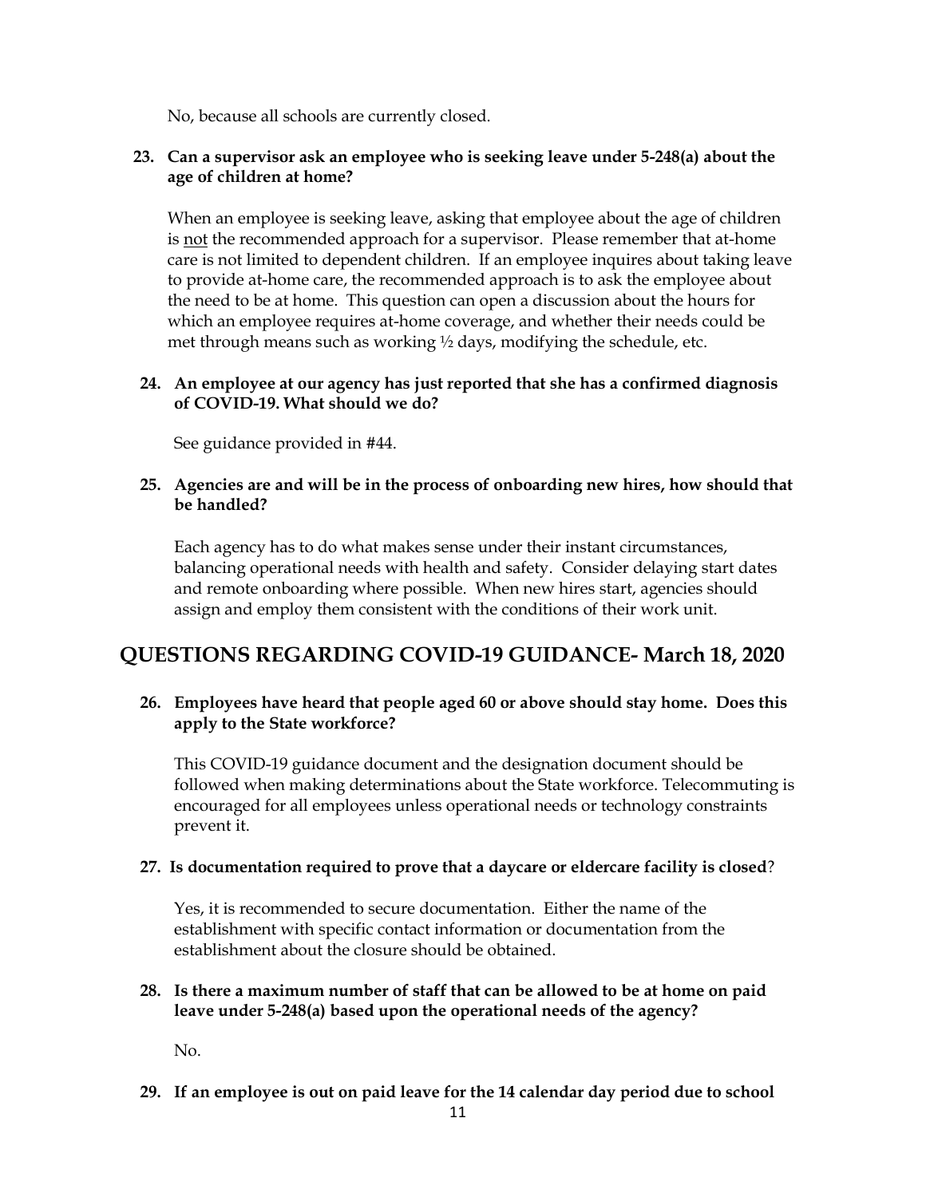No, because all schools are currently closed.

**23. Can a supervisor ask an employee who is seeking leave under 5-248(a) about the age of children at home?**

When an employee is seeking leave, asking that employee about the age of children is <u>not</u> the recommended approach for a supervisor. Please remember that at-home care is not limited to dependent children. If an employee inquires about taking leave to provide at-home care, the recommended approach is to ask the employee about the need to be at home. This question can open a discussion about the hours for which an employee requires at-home coverage, and whether their needs could be met through means such as working ½ days, modifying the schedule, etc.

**24. An employee at our agency has just reported that she has a confirmed diagnosis of COVID-19. What should we do?**

See guidance provided in #44.

**25. Agencies are and will be in the process of onboarding new hires, how should that be handled?**

Each agency has to do what makes sense under their instant circumstances, balancing operational needs with health and safety. Consider delaying start dates and remote onboarding where possible. When new hires start, agencies should assign and employ them consistent with the conditions of their work unit.

## QUESTIONS REGARDING COVID-19 GUIDANCE- March 18, 2020

**26. Employees have heard that people aged 60 or above should stay home. Does this apply to the State workforce?**

This COVID-19 guidance document and the designation document should be followed when making determinations about the State workforce. Telecommuting is encouraged for all employees unless operational needs or technology constraints prevent it.

**27. Is documentation required to prove that a daycare or eldercare facility is closed?**

Yes, it is recommended to secure documentation. Either the name of the establishment with specific contact information or documentation from the establishment about the closure should be obtained.

**28. Is there a maximum number of staff that can be allowed to be at home on paid leave under 5-248(a) based upon the operational needs of the agency?**

No.

**29. If an employee is out on paid leave for the 14 calendar day period due to school**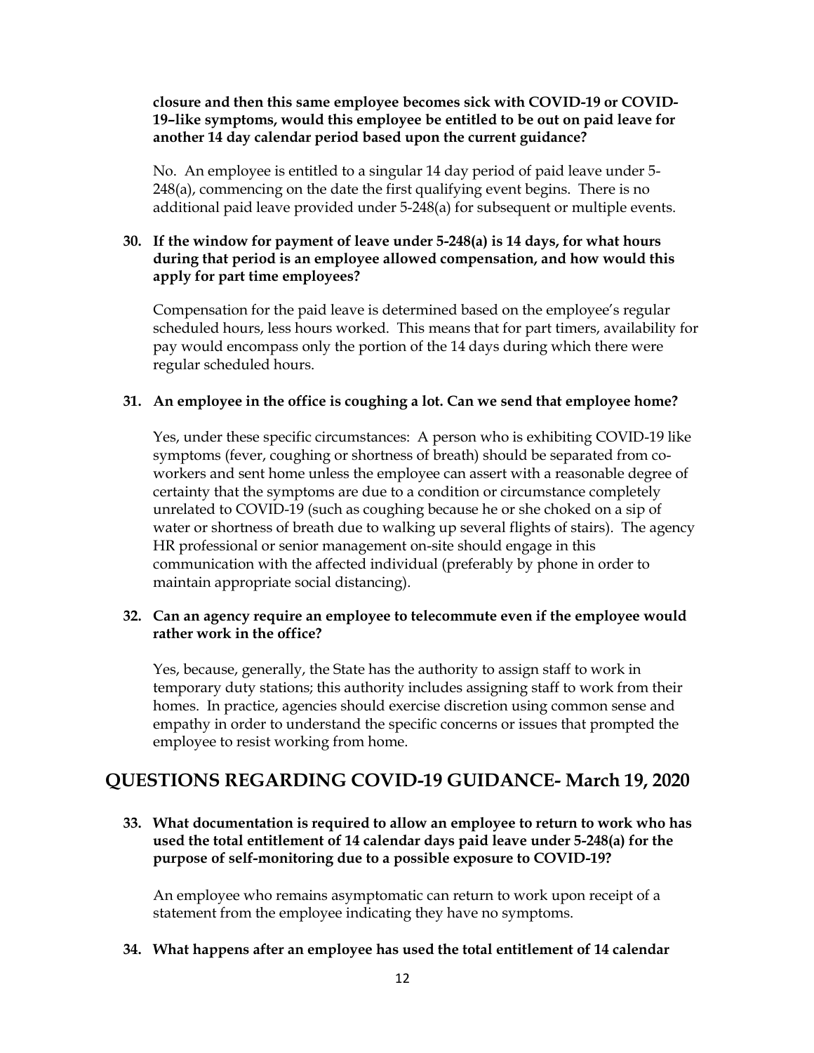**closure and then this same employee becomes sick with COVID-19 or COVID-19–like symptoms, would this employee be entitled to be out on paid leave for another 14 day calendar period based upon the current guidance?**

No. An employee is entitled to a singular 14 day period of paid leave under 5-248(a), commencing on the date the first qualifying event begins. There is no additional paid leave provided under 5-248(a) for subsequent or multiple events.

**30. If the window for payment of leave under 5-248(a) is 14 days, for what hours during that period is an employee allowed compensation, and how would this apply for part time employees?**

Compensation for the paid leave is determined based on the employee's regular scheduled hours, less hours worked. This means that for part timers, availability for pay would encompass only the portion of the 14 days during which there were regular scheduled hours.

**31. An employee in the office is coughing a lot. Can we send that employee home?**

Yes, under these specific circumstances: A person who is exhibiting COVID-19 like symptoms (fever, coughing or shortness of breath) should be separated from co-workers and sent home unless the employee can assert with a reasonable degree of certainty that the symptoms are due to a condition or circumstance completely unrelated to COVID-19 (such as coughing because he or she choked on a sip of water or shortness of breath due to walking up several flights of stairs). The agency HR professional or senior management on-site should engage in this communication with the affected individual (preferably by phone in order to maintain appropriate social distancing).

**32. Can an agency require an employee to telecommute even if the employee would rather work in the office?**

Yes, because, generally, the State has the authority to assign staff to work in temporary duty stations; this authority includes assigning staff to work from their homes. In practice, agencies should exercise discretion using common sense and empathy in order to understand the specific concerns or issues that prompted the employee to resist working from home.

## QUESTIONS REGARDING COVID-19 GUIDANCE- March 19, 2020

**33. What documentation is required to allow an employee to return to work who has used the total entitlement of 14 calendar days paid leave under 5-248(a) for the purpose of self-monitoring due to a possible exposure to COVID-19?**

An employee who remains asymptomatic can return to work upon receipt of a statement from the employee indicating they have no symptoms.

**34. What happens after an employee has used the total entitlement of 14 calendar**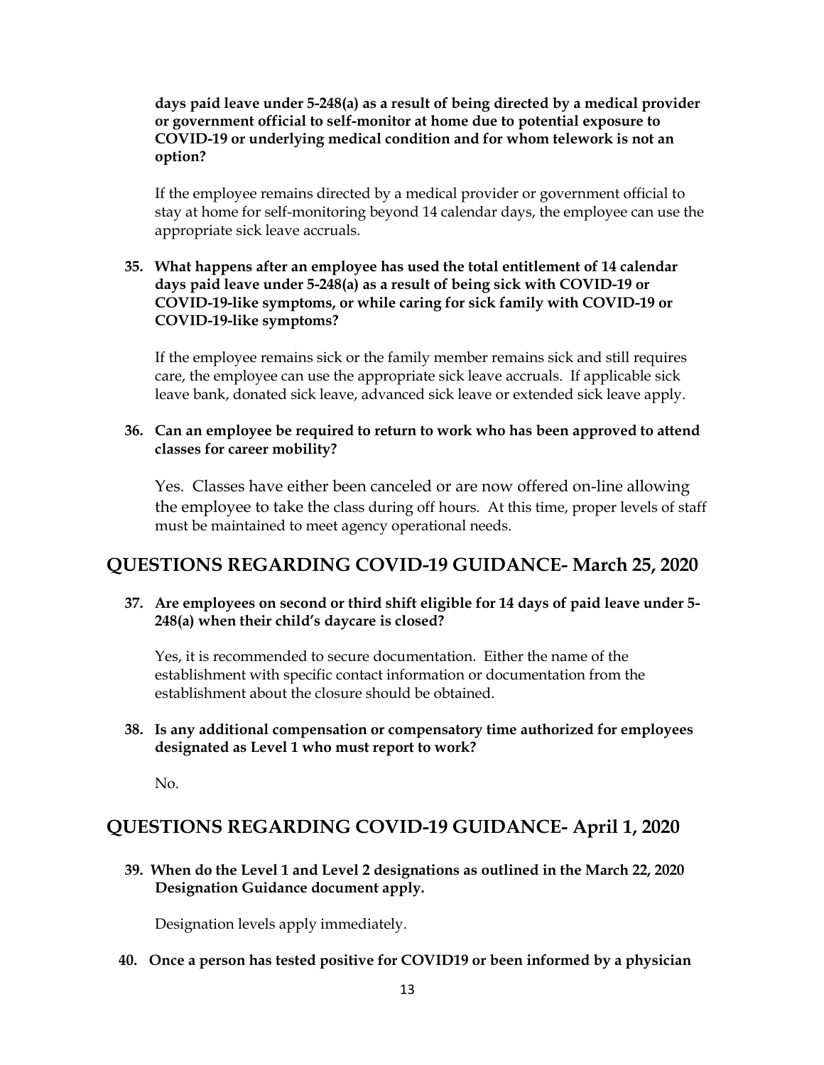**days paid leave under 5-248(a) as a result of being directed by a medical provider or government official to self-monitor at home due to potential exposure to COVID-19 or underlying medical condition and for whom telework is not an option?**

If the employee remains directed by a medical provider or government official to stay at home for self-monitoring beyond 14 calendar days, the employee can use the appropriate sick leave accruals.

**35. What happens after an employee has used the total entitlement of 14 calendar days paid leave under 5-248(a) as a result of being sick with COVID-19 or COVID-19-like symptoms, or while caring for sick family with COVID-19 or COVID-19-like symptoms?**

If the employee remains sick or the family member remains sick and still requires care, the employee can use the appropriate sick leave accruals. If applicable sick leave bank, donated sick leave, advanced sick leave or extended sick leave apply.

**36. Can an employee be required to return to work who has been approved to attend classes for career mobility?**

Yes. Classes have either been canceled or are now offered on-line allowing the employee to take the class during off hours. At this time, proper levels of staff must be maintained to meet agency operational needs.

## QUESTIONS REGARDING COVID-19 GUIDANCE- March 25, 2020

**37. Are employees on second or third shift eligible for 14 days of paid leave under 5-248(a) when their child's daycare is closed?**

Yes, it is recommended to secure documentation. Either the name of the establishment with specific contact information or documentation from the establishment about the closure should be obtained.

**38. Is any additional compensation or compensatory time authorized for employees designated as Level 1 who must report to work?**

No.

## QUESTIONS REGARDING COVID-19 GUIDANCE- April 1, 2020

**39. When do the Level 1 and Level 2 designations as outlined in the March 22, 2020 Designation Guidance document apply.**

Designation levels apply immediately.

**40. Once a person has tested positive for COVID19 or been informed by a physician**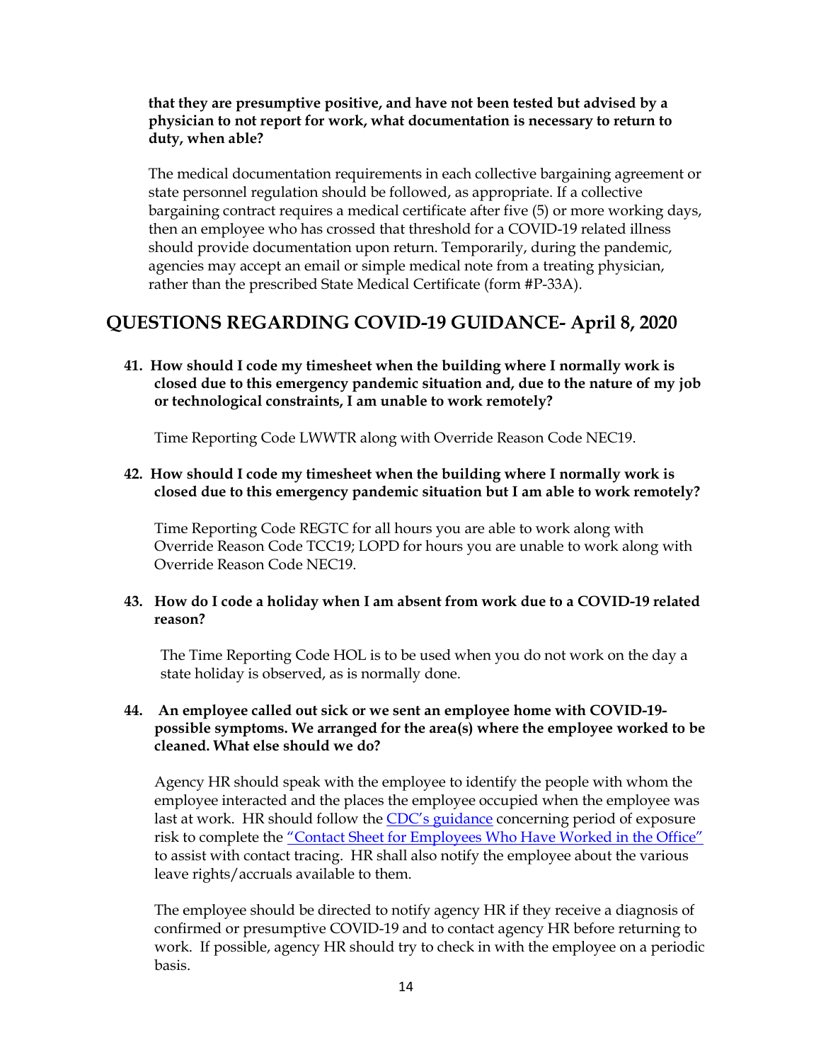**that they are presumptive positive, and have not been tested but advised by a physician to not report for work, what documentation is necessary to return to duty, when able?**

The medical documentation requirements in each collective bargaining agreement or state personnel regulation should be followed, as appropriate. If a collective bargaining contract requires a medical certificate after five (5) or more working days, then an employee who has crossed that threshold for a COVID-19 related illness should provide documentation upon return. Temporarily, during the pandemic, agencies may accept an email or simple medical note from a treating physician, rather than the prescribed State Medical Certificate (form #P-33A).

## QUESTIONS REGARDING COVID-19 GUIDANCE- April 8, 2020

**41. How should I code my timesheet when the building where I normally work is closed due to this emergency pandemic situation and, due to the nature of my job or technological constraints, I am unable to work remotely?**

Time Reporting Code LWWTR along with Override Reason Code NEC19.

**42. How should I code my timesheet when the building where I normally work is closed due to this emergency pandemic situation but I am able to work remotely?**

Time Reporting Code REGTC for all hours you are able to work along with Override Reason Code TCC19; LOPD for hours you are unable to work along with Override Reason Code NEC19.

**43. How do I code a holiday when I am absent from work due to a COVID-19 related reason?**

The Time Reporting Code HOL is to be used when you do not work on the day a state holiday is observed, as is normally done.

**44. An employee called out sick or we sent an employee home with COVID-19-possible symptoms. We arranged for the area(s) where the employee worked to be cleaned. What else should we do?**

Agency HR should speak with the employee to identify the people with whom the employee interacted and the places the employee occupied when the employee was last at work. HR should follow the CDC's guidance concerning period of exposure risk to complete the "Contact Sheet for Employees Who Have Worked in the Office" to assist with contact tracing. HR shall also notify the employee about the various leave rights/accruals available to them.

The employee should be directed to notify agency HR if they receive a diagnosis of confirmed or presumptive COVID-19 and to contact agency HR before returning to work. If possible, agency HR should try to check in with the employee on a periodic basis.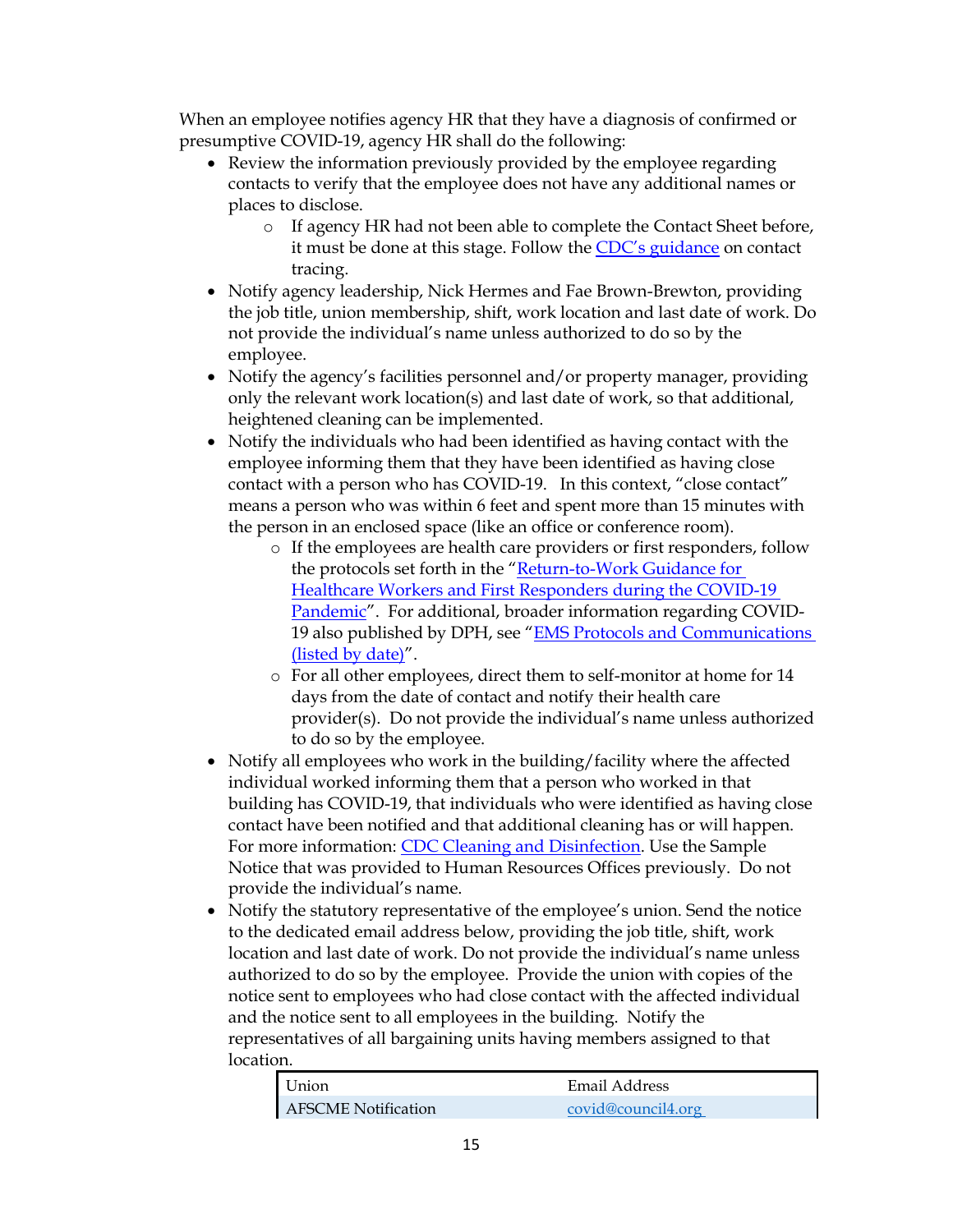When an employee notifies agency HR that they have a diagnosis of confirmed or presumptive COVID-19, agency HR shall do the following:

- Review the information previously provided by the employee regarding contacts to verify that the employee does not have any additional names or places to disclose.
    - If agency HR had not been able to complete the Contact Sheet before, it must be done at this stage. Follow the CDC's guidance on contact tracing.
- Notify agency leadership, Nick Hermes and Fae Brown-Brewton, providing the job title, union membership, shift, work location and last date of work. Do not provide the individual's name unless authorized to do so by the employee.
- Notify the agency's facilities personnel and/or property manager, providing only the relevant work location(s) and last date of work, so that additional, heightened cleaning can be implemented.
- Notify the individuals who had been identified as having contact with the employee informing them that they have been identified as having close contact with a person who has COVID-19. In this context, "close contact" means a person who was within 6 feet and spent more than 15 minutes with the person in an enclosed space (like an office or conference room).
    - If the employees are health care providers or first responders, follow the protocols set forth in the "Return-to-Work Guidance for Healthcare Workers and First Responders during the COVID-19 Pandemic". For additional, broader information regarding COVID-19 also published by DPH, see "EMS Protocols and Communications (listed by date)".
    - For all other employees, direct them to self-monitor at home for 14 days from the date of contact and notify their health care provider(s). Do not provide the individual's name unless authorized to do so by the employee.
- Notify all employees who work in the building/facility where the affected individual worked informing them that a person who worked in that building has COVID-19, that individuals who were identified as having close contact have been notified and that additional cleaning has or will happen. For more information: CDC Cleaning and Disinfection. Use the Sample Notice that was provided to Human Resources Offices previously. Do not provide the individual's name.
- Notify the statutory representative of the employee's union. Send the notice to the dedicated email address below, providing the job title, shift, work location and last date of work. Do not provide the individual's name unless authorized to do so by the employee. Provide the union with copies of the notice sent to employees who had close contact with the affected individual and the notice sent to all employees in the building. Notify the representatives of all bargaining units having members assigned to that location.

| Union | Email Address |
| --- | --- |
| AFSCME Notification | covid@council4.org |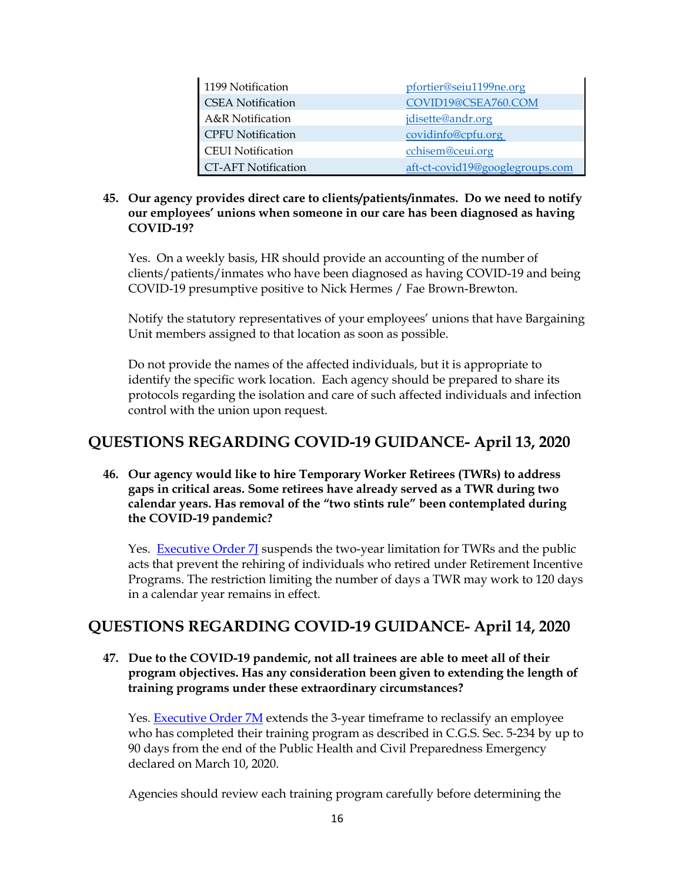| | |
|---|---|
| 1199 Notification | pfortier@seiu1199ne.org |
| CSEA Notification | COVID19@CSEA760.COM |
| A&R Notification | jdisette@andr.org |
| CPFU Notification | covidinfo@cpfu.org |
| CEUI Notification | cchisem@ceui.org |
| CT-AFT Notification | aft-ct-covid19@googlegroups.com |

**45. Our agency provides direct care to clients/patients/inmates. Do we need to notify our employees' unions when someone in our care has been diagnosed as having COVID-19?**

Yes. On a weekly basis, HR should provide an accounting of the number of clients/patients/inmates who have been diagnosed as having COVID-19 and being COVID-19 presumptive positive to Nick Hermes / Fae Brown-Brewton.

Notify the statutory representatives of your employees' unions that have Bargaining Unit members assigned to that location as soon as possible.

Do not provide the names of the affected individuals, but it is appropriate to identify the specific work location. Each agency should be prepared to share its protocols regarding the isolation and care of such affected individuals and infection control with the union upon request.

## QUESTIONS REGARDING COVID-19 GUIDANCE- April 13, 2020

**46. Our agency would like to hire Temporary Worker Retirees (TWRs) to address gaps in critical areas. Some retirees have already served as a TWR during two calendar years. Has removal of the "two stints rule" been contemplated during the COVID-19 pandemic?**

Yes. Executive Order 7J suspends the two-year limitation for TWRs and the public acts that prevent the rehiring of individuals who retired under Retirement Incentive Programs. The restriction limiting the number of days a TWR may work to 120 days in a calendar year remains in effect.

## QUESTIONS REGARDING COVID-19 GUIDANCE- April 14, 2020

**47. Due to the COVID-19 pandemic, not all trainees are able to meet all of their program objectives. Has any consideration been given to extending the length of training programs under these extraordinary circumstances?**

Yes. Executive Order 7M extends the 3-year timeframe to reclassify an employee who has completed their training program as described in C.G.S. Sec. 5-234 by up to 90 days from the end of the Public Health and Civil Preparedness Emergency declared on March 10, 2020.

Agencies should review each training program carefully before determining the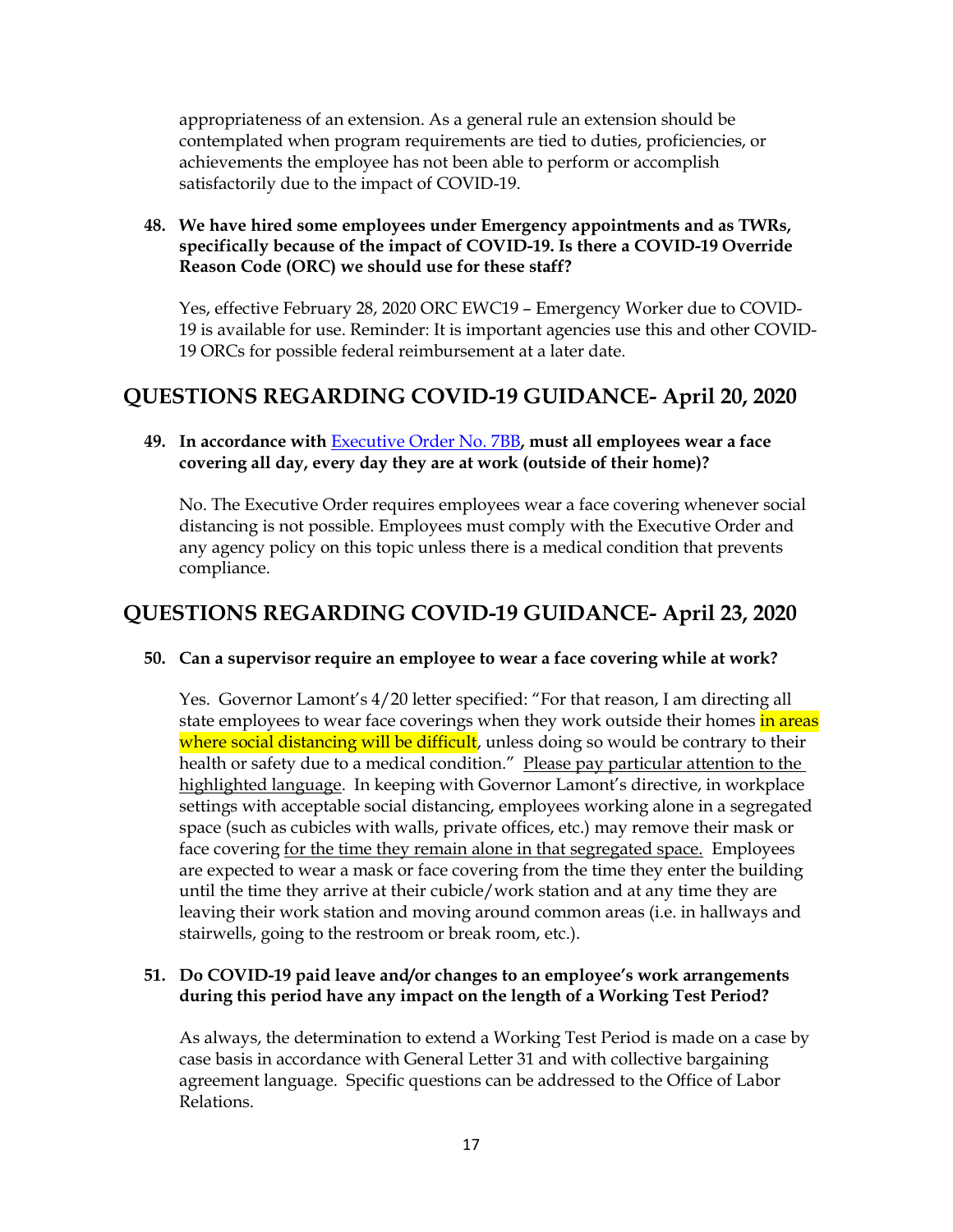appropriateness of an extension. As a general rule an extension should be contemplated when program requirements are tied to duties, proficiencies, or achievements the employee has not been able to perform or accomplish satisfactorily due to the impact of COVID-19.

**48. We have hired some employees under Emergency appointments and as TWRs, specifically because of the impact of COVID-19. Is there a COVID-19 Override Reason Code (ORC) we should use for these staff?**

Yes, effective February 28, 2020 ORC EWC19 – Emergency Worker due to COVID-19 is available for use. Reminder: It is important agencies use this and other COVID-19 ORCs for possible federal reimbursement at a later date.

## QUESTIONS REGARDING COVID-19 GUIDANCE- April 20, 2020

**49. In accordance with Executive Order No. 7BB, must all employees wear a face covering all day, every day they are at work (outside of their home)?**

No. The Executive Order requires employees wear a face covering whenever social distancing is not possible. Employees must comply with the Executive Order and any agency policy on this topic unless there is a medical condition that prevents compliance.

## QUESTIONS REGARDING COVID-19 GUIDANCE- April 23, 2020

**50. Can a supervisor require an employee to wear a face covering while at work?**

Yes. Governor Lamont's 4/20 letter specified: "For that reason, I am directing all state employees to wear face coverings when they work outside their homes in areas where social distancing will be difficult, unless doing so would be contrary to their health or safety due to a medical condition." Please pay particular attention to the highlighted language. In keeping with Governor Lamont's directive, in workplace settings with acceptable social distancing, employees working alone in a segregated space (such as cubicles with walls, private offices, etc.) may remove their mask or face covering for the time they remain alone in that segregated space. Employees are expected to wear a mask or face covering from the time they enter the building until the time they arrive at their cubicle/work station and at any time they are leaving their work station and moving around common areas (i.e. in hallways and stairwells, going to the restroom or break room, etc.).

**51. Do COVID-19 paid leave and/or changes to an employee's work arrangements during this period have any impact on the length of a Working Test Period?**

As always, the determination to extend a Working Test Period is made on a case by case basis in accordance with General Letter 31 and with collective bargaining agreement language. Specific questions can be addressed to the Office of Labor Relations.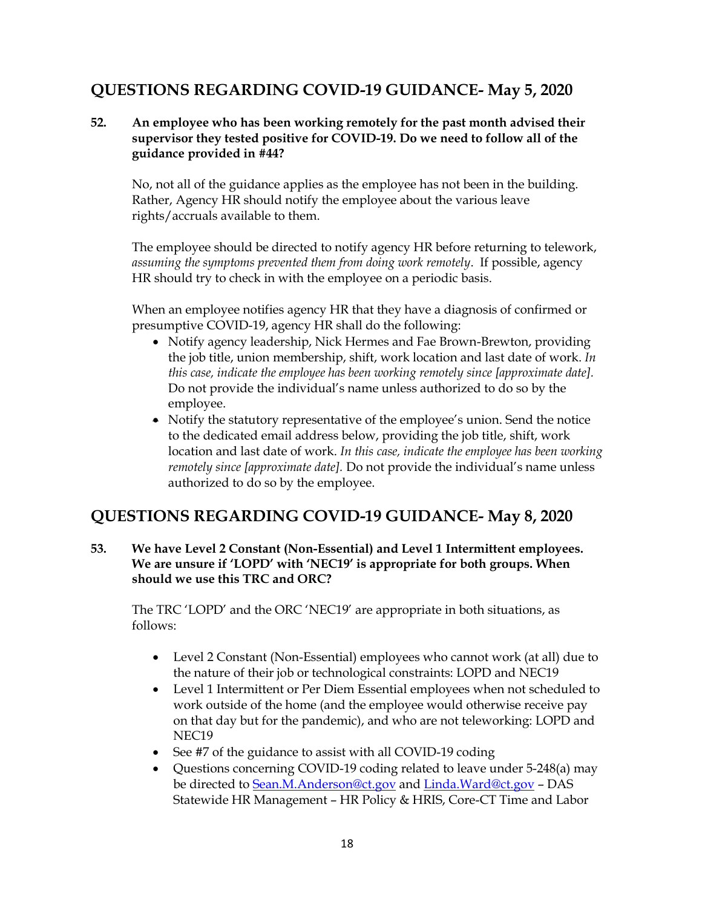## QUESTIONS REGARDING COVID-19 GUIDANCE- May 5, 2020

**52. An employee who has been working remotely for the past month advised their supervisor they tested positive for COVID-19. Do we need to follow all of the guidance provided in #44?**

No, not all of the guidance applies as the employee has not been in the building. Rather, Agency HR should notify the employee about the various leave rights/accruals available to them.

The employee should be directed to notify agency HR before returning to telework, *assuming the symptoms prevented them from doing work remotely*. If possible, agency HR should try to check in with the employee on a periodic basis.

When an employee notifies agency HR that they have a diagnosis of confirmed or presumptive COVID-19, agency HR shall do the following:

- Notify agency leadership, Nick Hermes and Fae Brown-Brewton, providing the job title, union membership, shift, work location and last date of work. *In this case, indicate the employee has been working remotely since [approximate date].* Do not provide the individual's name unless authorized to do so by the employee.
- Notify the statutory representative of the employee's union. Send the notice to the dedicated email address below, providing the job title, shift, work location and last date of work. *In this case, indicate the employee has been working remotely since [approximate date].* Do not provide the individual's name unless authorized to do so by the employee.

## QUESTIONS REGARDING COVID-19 GUIDANCE- May 8, 2020

**53. We have Level 2 Constant (Non-Essential) and Level 1 Intermittent employees. We are unsure if 'LOPD' with 'NEC19' is appropriate for both groups. When should we use this TRC and ORC?**

The TRC 'LOPD' and the ORC 'NEC19' are appropriate in both situations, as follows:

- Level 2 Constant (Non-Essential) employees who cannot work (at all) due to the nature of their job or technological constraints: LOPD and NEC19
- Level 1 Intermittent or Per Diem Essential employees when not scheduled to work outside of the home (and the employee would otherwise receive pay on that day but for the pandemic), and who are not teleworking: LOPD and NEC19
- See #7 of the guidance to assist with all COVID-19 coding
- Questions concerning COVID-19 coding related to leave under 5-248(a) may be directed to Sean.M.Anderson@ct.gov and Linda.Ward@ct.gov – DAS Statewide HR Management – HR Policy & HRIS, Core-CT Time and Labor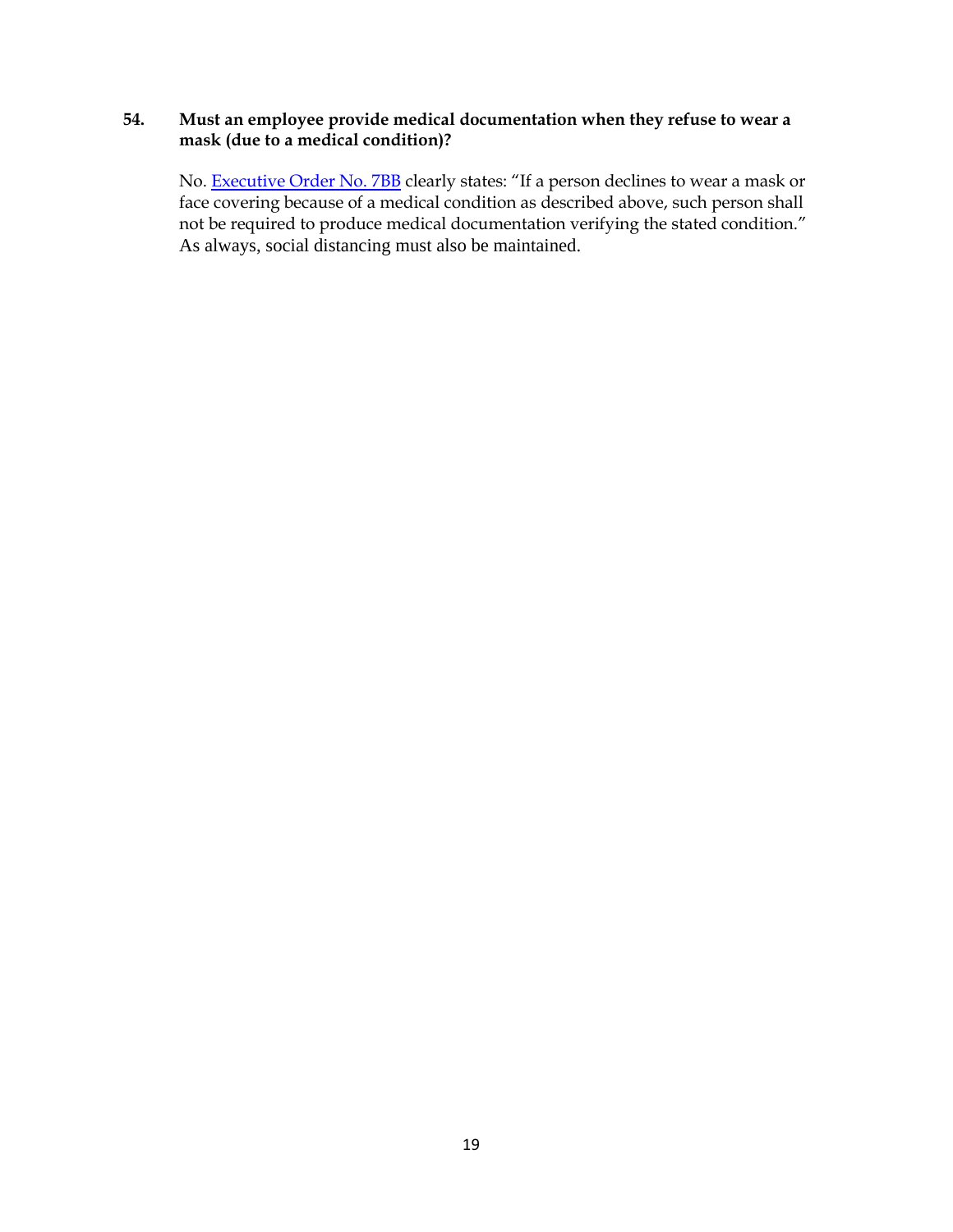**54. Must an employee provide medical documentation when they refuse to wear a mask (due to a medical condition)?**

No. Executive Order No. 7BB clearly states: "If a person declines to wear a mask or face covering because of a medical condition as described above, such person shall not be required to produce medical documentation verifying the stated condition." As always, social distancing must also be maintained.